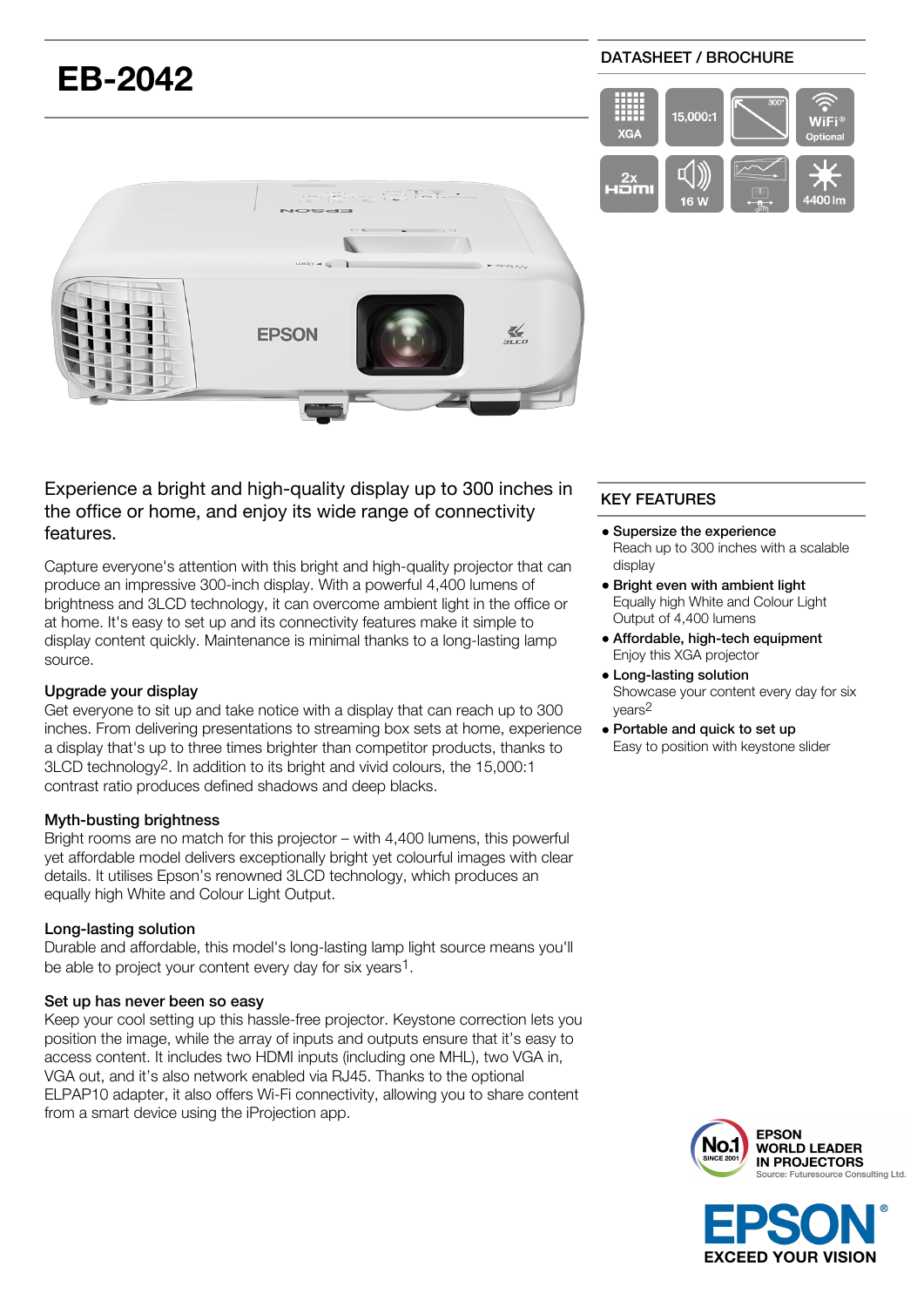# EB-2042

DATASHEET / BROCHURE

XGA | 15,000:1 | 300" | WiFi® Optional | 2x HDMI | 16 W | 4400 lm

Experience a bright and high-quality display up to 300 inches in the office or home, and enjoy its wide range of connectivity features.

Capture everyone's attention with this bright and high-quality projector that can produce an impressive 300-inch display. With a powerful 4,400 lumens of brightness and 3LCD technology, it can overcome ambient light in the office or at home. It's easy to set up and its connectivity features make it simple to display content quickly. Maintenance is minimal thanks to a long-lasting lamp source.

### Upgrade your display

Get everyone to sit up and take notice with a display that can reach up to 300 inches. From delivering presentations to streaming box sets at home, experience a display that's up to three times brighter than competitor products, thanks to 3LCD technology[2]. In addition to its bright and vivid colours, the 15,000:1 contrast ratio produces defined shadows and deep blacks.

### Myth-busting brightness

Bright rooms are no match for this projector – with 4,400 lumens, this powerful yet affordable model delivers exceptionally bright yet colourful images with clear details. It utilises Epson's renowned 3LCD technology, which produces an equally high White and Colour Light Output.

### Long-lasting solution

Durable and affordable, this model's long-lasting lamp light source means you'll be able to project your content every day for six years[1].

### Set up has never been so easy

Keep your cool setting up this hassle-free projector. Keystone correction lets you position the image, while the array of inputs and outputs ensure that it's easy to access content. It includes two HDMI inputs (including one MHL), two VGA in, VGA out, and it's also network enabled via RJ45. Thanks to the optional ELPAP10 adapter, it also offers Wi-Fi connectivity, allowing you to share content from a smart device using the iProjection app.

## KEY FEATURES

- **Supersize the experience**
  Reach up to 300 inches with a scalable display
- **Bright even with ambient light**
  Equally high White and Colour Light Output of 4,400 lumens
- **Affordable, high-tech equipment**
  Enjoy this XGA projector
- **Long-lasting solution**
  Showcase your content every day for six years[2]
- **Portable and quick to set up**
  Easy to position with keystone slider

No.1 SINCE 2001 EPSON WORLD LEADER IN PROJECTORS
Source: Futuresource Consulting Ltd.

EPSON® EXCEED YOUR VISION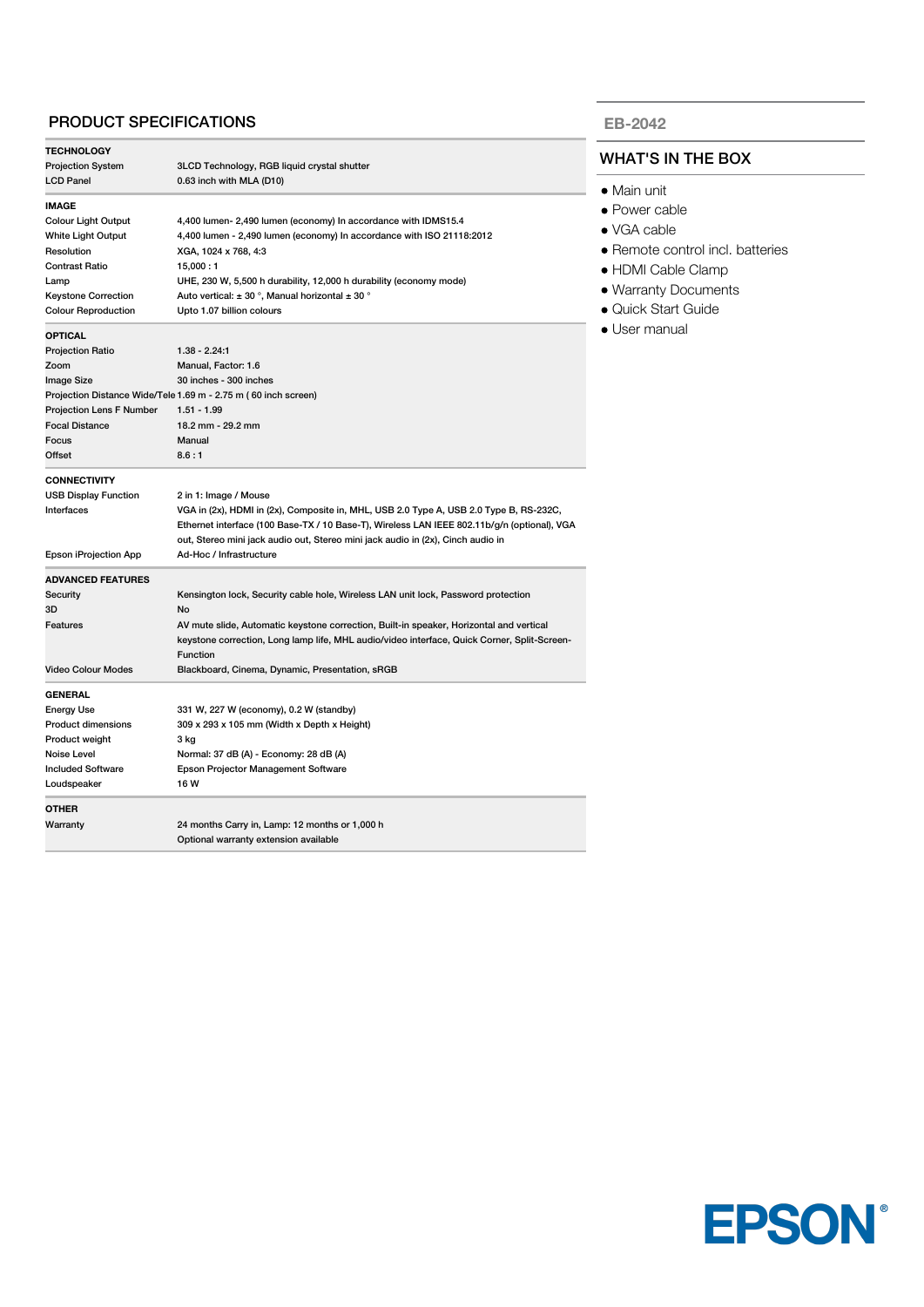## PRODUCT SPECIFICATIONS

| | |
|---|---|
| **TECHNOLOGY** | |
| Projection System | 3LCD Technology, RGB liquid crystal shutter |
| LCD Panel | 0.63 inch with MLA (D10) |
| **IMAGE** | |
| Colour Light Output | 4,400 lumen- 2,490 lumen (economy) In accordance with IDMS15.4 |
| White Light Output | 4,400 lumen - 2,490 lumen (economy) In accordance with ISO 21118:2012 |
| Resolution | XGA, 1024 x 768, 4:3 |
| Contrast Ratio | 15,000 : 1 |
| Lamp | UHE, 230 W, 5,500 h durability, 12,000 h durability (economy mode) |
| Keystone Correction | Auto vertical: ± 30 °, Manual horizontal ± 30 ° |
| Colour Reproduction | Upto 1.07 billion colours |
| **OPTICAL** | |
| Projection Ratio | 1.38 - 2.24:1 |
| Zoom | Manual, Factor: 1.6 |
| Image Size | 30 inches - 300 inches |
| Projection Distance Wide/Tele | 1.69 m - 2.75 m ( 60 inch screen) |
| Projection Lens F Number | 1.51 - 1.99 |
| Focal Distance | 18.2 mm - 29.2 mm |
| Focus | Manual |
| Offset | 8.6 : 1 |
| **CONNECTIVITY** | |
| USB Display Function | 2 in 1: Image / Mouse |
| Interfaces | VGA in (2x), HDMI in (2x), Composite in, MHL, USB 2.0 Type A, USB 2.0 Type B, RS-232C, Ethernet interface (100 Base-TX / 10 Base-T), Wireless LAN IEEE 802.11b/g/n (optional), VGA out, Stereo mini jack audio out, Stereo mini jack audio in (2x), Cinch audio in |
| Epson iProjection App | Ad-Hoc / Infrastructure |
| **ADVANCED FEATURES** | |
| Security | Kensington lock, Security cable hole, Wireless LAN unit lock, Password protection |
| 3D | No |
| Features | AV mute slide, Automatic keystone correction, Built-in speaker, Horizontal and vertical keystone correction, Long lamp life, MHL audio/video interface, Quick Corner, Split-Screen-Function |
| Video Colour Modes | Blackboard, Cinema, Dynamic, Presentation, sRGB |
| **GENERAL** | |
| Energy Use | 331 W, 227 W (economy), 0.2 W (standby) |
| Product dimensions | 309 x 293 x 105 mm (Width x Depth x Height) |
| Product weight | 3 kg |
| Noise Level | Normal: 37 dB (A) - Economy: 28 dB (A) |
| Included Software | Epson Projector Management Software |
| Loudspeaker | 16 W |
| **OTHER** | |
| Warranty | 24 months Carry in, Lamp: 12 months or 1,000 h<br>Optional warranty extension available |

**EB-2042**

## WHAT'S IN THE BOX

- Main unit
- Power cable
- VGA cable
- Remote control incl. batteries
- HDMI Cable Clamp
- Warranty Documents
- Quick Start Guide
- User manual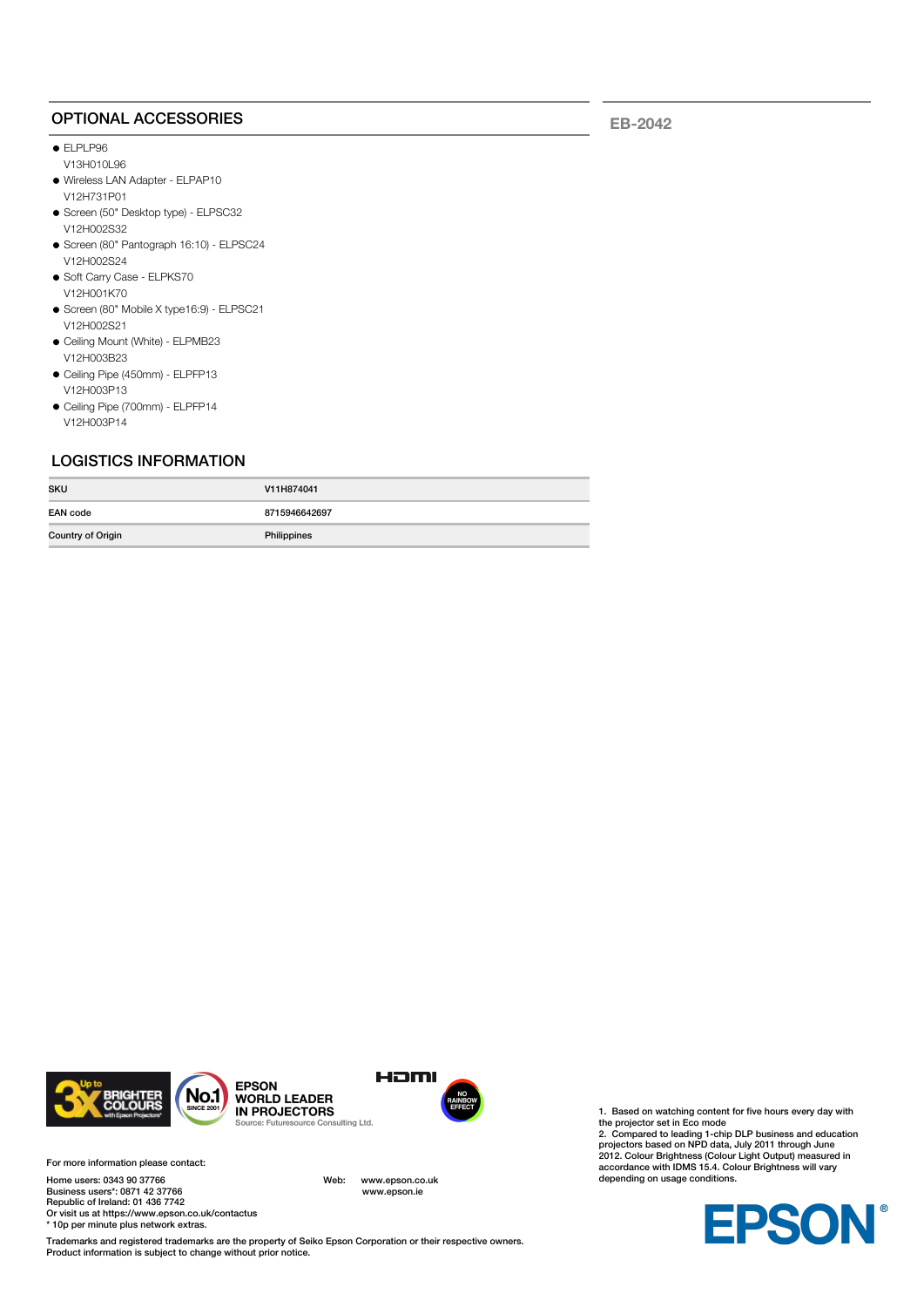## OPTIONAL ACCESSORIES

EB-2042

- ELPLP96
  V13H010L96
- Wireless LAN Adapter - ELPAP10
  V12H731P01
- Screen (50" Desktop type) - ELPSC32
  V12H002S32
- Screen (80" Pantograph 16:10) - ELPSC24
  V12H002S24
- Soft Carry Case - ELPKS70
  V12H001K70
- Screen (80" Mobile X type16:9) - ELPSC21
  V12H002S21
- Ceiling Mount (White) - ELPMB23
  V12H003B23
- Ceiling Pipe (450mm) - ELPFP13
  V12H003P13
- Ceiling Pipe (700mm) - ELPFP14
  V12H003P14

## LOGISTICS INFORMATION

| | |
|---|---|
| SKU | V11H874041 |
| EAN code | 8715946642697 |
| Country of Origin | Philippines |

Up to 3X BRIGHTER COLOURS with Epson Projectors[2]

No.1 SINCE 2001

EPSON WORLD LEADER IN PROJECTORS
Source: Futuresource Consulting Ltd.

HDMI

NO RAINBOW EFFECT

For more information please contact:

Home users: 0343 90 37766
Business users*: 0871 42 37766
Republic of Ireland: 01 436 7742
Or visit us at https://www.epson.co.uk/contactus
* 10p per minute plus network extras.

Web: www.epson.co.uk
www.epson.ie

Trademarks and registered trademarks are the property of Seiko Epson Corporation or their respective owners.
Product information is subject to change without prior notice.

1. Based on watching content for five hours every day with the projector set in Eco mode
2. Compared to leading 1-chip DLP business and education projectors based on NPD data, July 2011 through June 2012. Colour Brightness (Colour Light Output) measured in accordance with IDMS 15.4. Colour Brightness will vary depending on usage conditions.

EPSON®